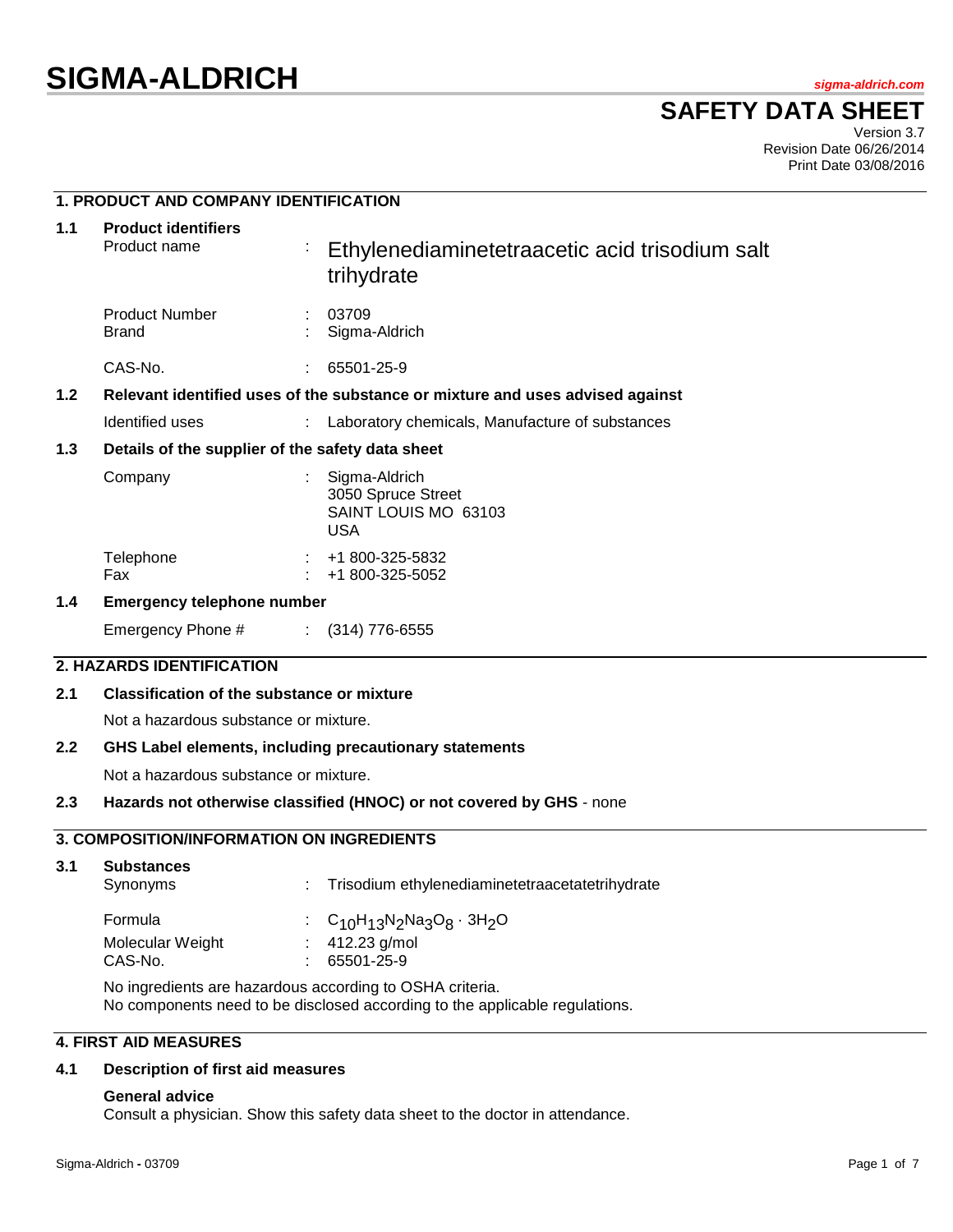# SIGMA-ALDRICH

*sigma-aldrich.com*

## SAFETY DATA SHEET

Version 3.7
Revision Date 06/26/2014
Print Date 03/08/2016

### 1. PRODUCT AND COMPANY IDENTIFICATION

**1.1 Product identifiers**

| | | |
|---|---|---|
| Product name | : | Ethylenediaminetetraacetic acid trisodium salt trihydrate |
| Product Number | : | 03709 |
| Brand | : | Sigma-Aldrich |
| CAS-No. | : | 65501-25-9 |

**1.2 Relevant identified uses of the substance or mixture and uses advised against**

| | | |
|---|---|---|
| Identified uses | : | Laboratory chemicals, Manufacture of substances |

**1.3 Details of the supplier of the safety data sheet**

| | | |
|---|---|---|
| Company | : | Sigma-Aldrich<br>3050 Spruce Street<br>SAINT LOUIS MO 63103<br>USA |
| Telephone | : | +1 800-325-5832 |
| Fax | : | +1 800-325-5052 |

**1.4 Emergency telephone number**

| | | |
|---|---|---|
| Emergency Phone # | : | (314) 776-6555 |

### 2. HAZARDS IDENTIFICATION

**2.1 Classification of the substance or mixture**

Not a hazardous substance or mixture.

**2.2 GHS Label elements, including precautionary statements**

Not a hazardous substance or mixture.

**2.3 Hazards not otherwise classified (HNOC) or not covered by GHS** - none

### 3. COMPOSITION/INFORMATION ON INGREDIENTS

**3.1 Substances**

| | | |
|---|---|---|
| Synonyms | : | Trisodium ethylenediaminetetraacetatetrihydrate |
| Formula | : | $C_{10}H_{13}N_2Na_3O_8 \cdot 3H_2O$ |
| Molecular Weight | : | 412.23 g/mol |
| CAS-No. | : | 65501-25-9 |

No ingredients are hazardous according to OSHA criteria.
No components need to be disclosed according to the applicable regulations.

### 4. FIRST AID MEASURES

**4.1 Description of first aid measures**

**General advice**
Consult a physician. Show this safety data sheet to the doctor in attendance.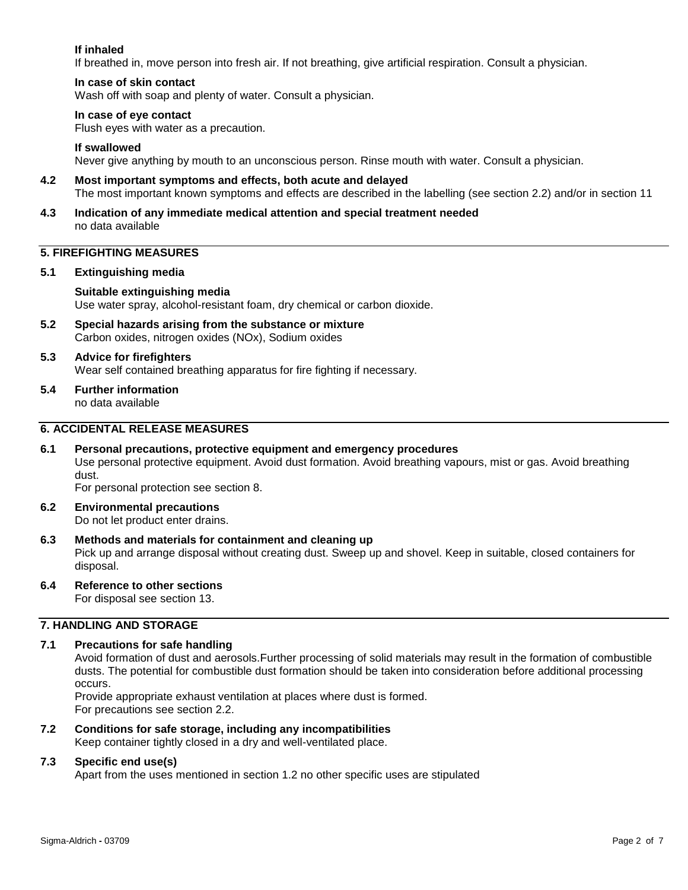**If inhaled**
If breathed in, move person into fresh air. If not breathing, give artificial respiration. Consult a physician.

**In case of skin contact**
Wash off with soap and plenty of water. Consult a physician.

**In case of eye contact**
Flush eyes with water as a precaution.

**If swallowed**
Never give anything by mouth to an unconscious person. Rinse mouth with water. Consult a physician.

**4.2 Most important symptoms and effects, both acute and delayed**
The most important known symptoms and effects are described in the labelling (see section 2.2) and/or in section 11

**4.3 Indication of any immediate medical attention and special treatment needed**
no data available

## 5. FIREFIGHTING MEASURES

**5.1 Extinguishing media**

**Suitable extinguishing media**
Use water spray, alcohol-resistant foam, dry chemical or carbon dioxide.

**5.2 Special hazards arising from the substance or mixture**
Carbon oxides, nitrogen oxides (NOx), Sodium oxides

**5.3 Advice for firefighters**
Wear self contained breathing apparatus for fire fighting if necessary.

**5.4 Further information**
no data available

## 6. ACCIDENTAL RELEASE MEASURES

**6.1 Personal precautions, protective equipment and emergency procedures**
Use personal protective equipment. Avoid dust formation. Avoid breathing vapours, mist or gas. Avoid breathing dust.
For personal protection see section 8.

**6.2 Environmental precautions**
Do not let product enter drains.

**6.3 Methods and materials for containment and cleaning up**
Pick up and arrange disposal without creating dust. Sweep up and shovel. Keep in suitable, closed containers for disposal.

**6.4 Reference to other sections**
For disposal see section 13.

## 7. HANDLING AND STORAGE

**7.1 Precautions for safe handling**
Avoid formation of dust and aerosols.Further processing of solid materials may result in the formation of combustible dusts. The potential for combustible dust formation should be taken into consideration before additional processing occurs.
Provide appropriate exhaust ventilation at places where dust is formed.
For precautions see section 2.2.

**7.2 Conditions for safe storage, including any incompatibilities**
Keep container tightly closed in a dry and well-ventilated place.

**7.3 Specific end use(s)**
Apart from the uses mentioned in section 1.2 no other specific uses are stipulated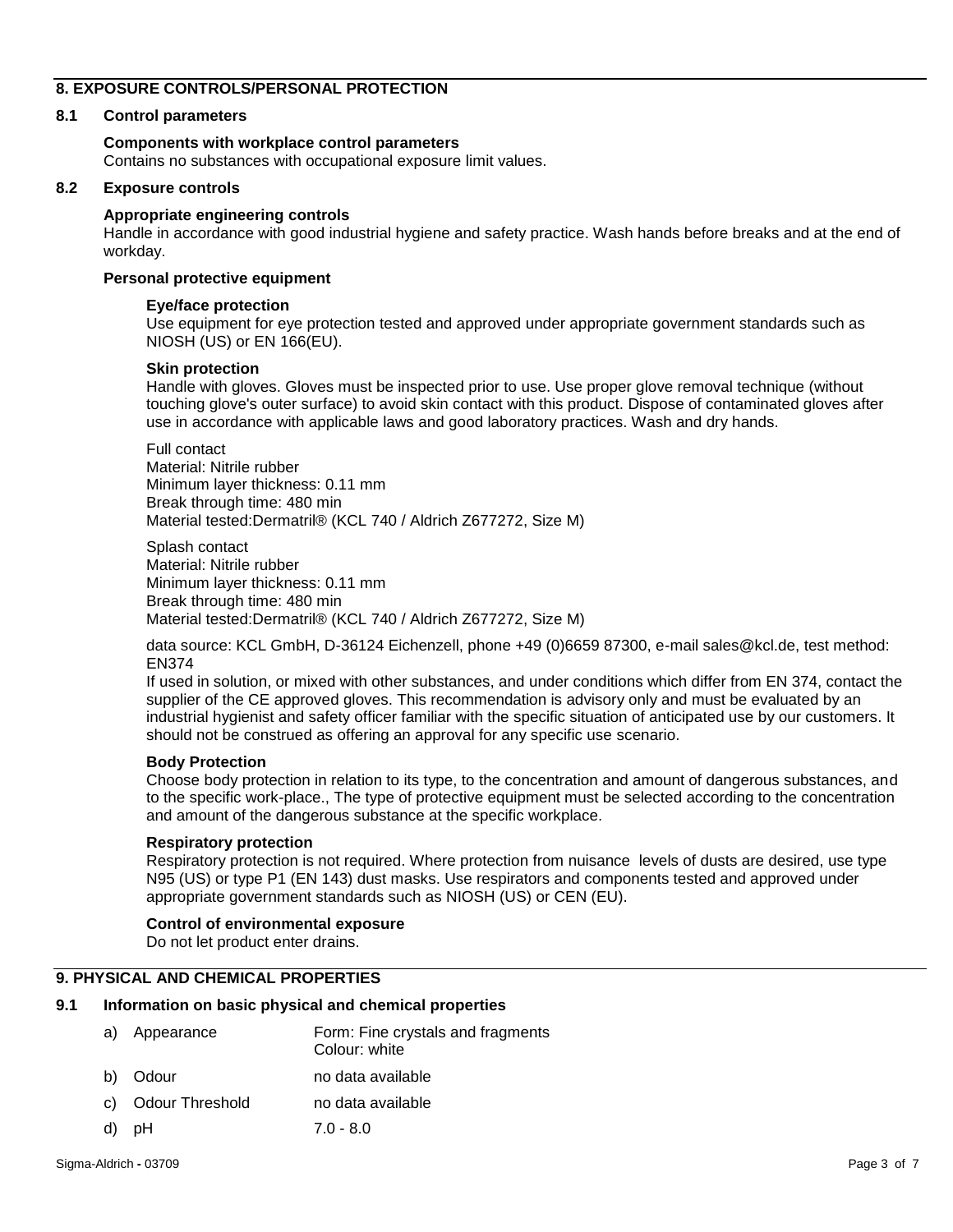## 8. EXPOSURE CONTROLS/PERSONAL PROTECTION

### 8.1 Control parameters

**Components with workplace control parameters**
Contains no substances with occupational exposure limit values.

### 8.2 Exposure controls

**Appropriate engineering controls**
Handle in accordance with good industrial hygiene and safety practice. Wash hands before breaks and at the end of workday.

**Personal protective equipment**

**Eye/face protection**
Use equipment for eye protection tested and approved under appropriate government standards such as NIOSH (US) or EN 166(EU).

**Skin protection**
Handle with gloves. Gloves must be inspected prior to use. Use proper glove removal technique (without touching glove's outer surface) to avoid skin contact with this product. Dispose of contaminated gloves after use in accordance with applicable laws and good laboratory practices. Wash and dry hands.

Full contact
Material: Nitrile rubber
Minimum layer thickness: 0.11 mm
Break through time: 480 min
Material tested:Dermatril® (KCL 740 / Aldrich Z677272, Size M)

Splash contact
Material: Nitrile rubber
Minimum layer thickness: 0.11 mm
Break through time: 480 min
Material tested:Dermatril® (KCL 740 / Aldrich Z677272, Size M)

data source: KCL GmbH, D-36124 Eichenzell, phone +49 (0)6659 87300, e-mail sales@kcl.de, test method: EN374
If used in solution, or mixed with other substances, and under conditions which differ from EN 374, contact the supplier of the CE approved gloves. This recommendation is advisory only and must be evaluated by an industrial hygienist and safety officer familiar with the specific situation of anticipated use by our customers. It should not be construed as offering an approval for any specific use scenario.

**Body Protection**
Choose body protection in relation to its type, to the concentration and amount of dangerous substances, and to the specific work-place., The type of protective equipment must be selected according to the concentration and amount of the dangerous substance at the specific workplace.

**Respiratory protection**
Respiratory protection is not required. Where protection from nuisance levels of dusts are desired, use type N95 (US) or type P1 (EN 143) dust masks. Use respirators and components tested and approved under appropriate government standards such as NIOSH (US) or CEN (EU).

**Control of environmental exposure**
Do not let product enter drains.

## 9. PHYSICAL AND CHEMICAL PROPERTIES

### 9.1 Information on basic physical and chemical properties

a) Appearance — Form: Fine crystals and fragments; Colour: white

b) Odour — no data available

c) Odour Threshold — no data available

d) pH — 7.0 - 8.0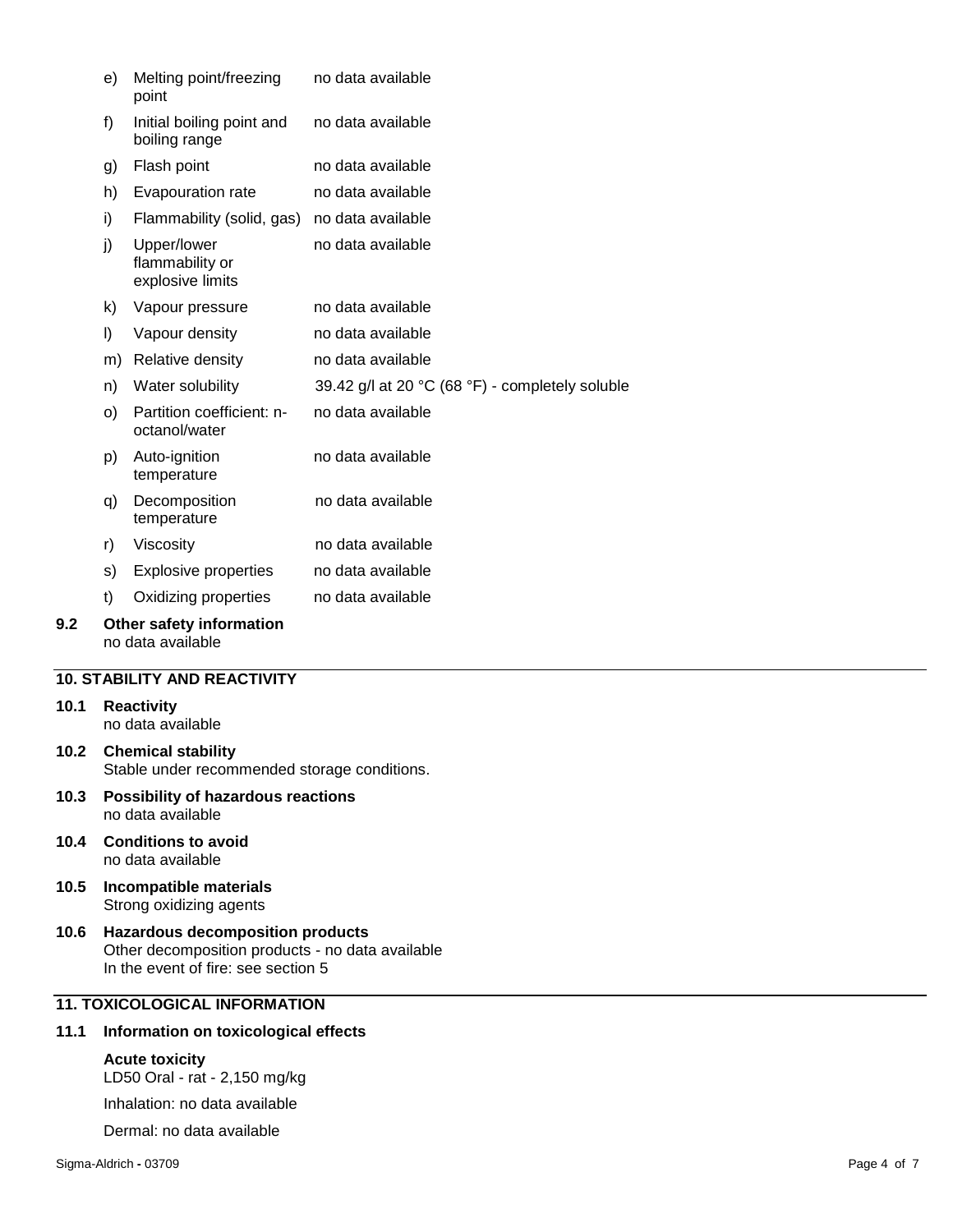| | | |
|---|---|---|
| e) | Melting point/freezing point | no data available |
| f) | Initial boiling point and boiling range | no data available |
| g) | Flash point | no data available |
| h) | Evapouration rate | no data available |
| i) | Flammability (solid, gas) | no data available |
| j) | Upper/lower flammability or explosive limits | no data available |
| k) | Vapour pressure | no data available |
| l) | Vapour density | no data available |
| m) | Relative density | no data available |
| n) | Water solubility | 39.42 g/l at 20 °C (68 °F) - completely soluble |
| o) | Partition coefficient: n-octanol/water | no data available |
| p) | Auto-ignition temperature | no data available |
| q) | Decomposition temperature | no data available |
| r) | Viscosity | no data available |
| s) | Explosive properties | no data available |
| t) | Oxidizing properties | no data available |

**9.2 Other safety information**
no data available

## 10. STABILITY AND REACTIVITY

**10.1 Reactivity**
no data available

**10.2 Chemical stability**
Stable under recommended storage conditions.

**10.3 Possibility of hazardous reactions**
no data available

**10.4 Conditions to avoid**
no data available

**10.5 Incompatible materials**
Strong oxidizing agents

**10.6 Hazardous decomposition products**
Other decomposition products - no data available
In the event of fire: see section 5

## 11. TOXICOLOGICAL INFORMATION

**11.1 Information on toxicological effects**

**Acute toxicity**
LD50 Oral - rat - 2,150 mg/kg

Inhalation: no data available

Dermal: no data available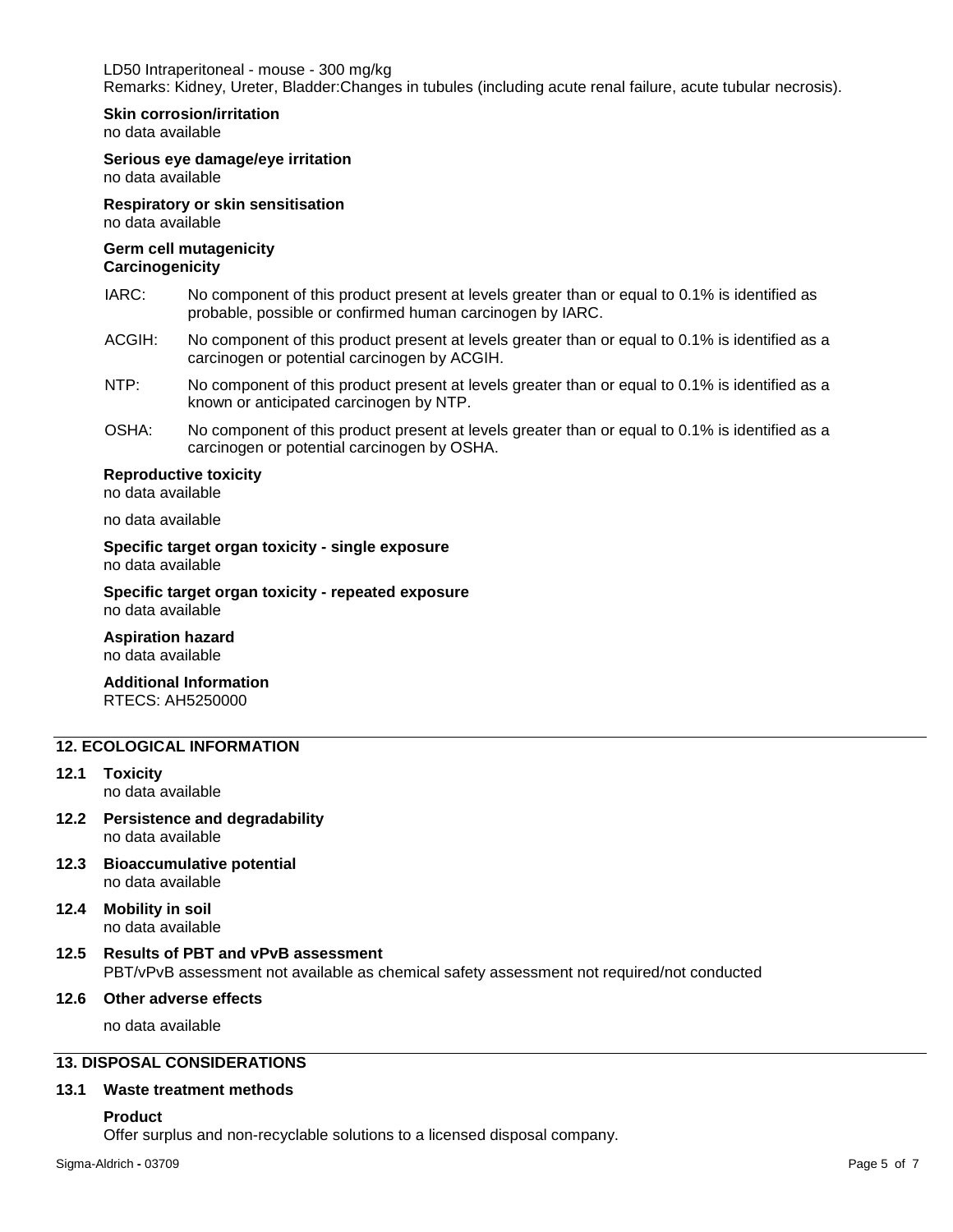LD50 Intraperitoneal - mouse - 300 mg/kg
Remarks: Kidney, Ureter, Bladder:Changes in tubules (including acute renal failure, acute tubular necrosis).

**Skin corrosion/irritation**
no data available

**Serious eye damage/eye irritation**
no data available

**Respiratory or skin sensitisation**
no data available

**Germ cell mutagenicity**
**Carcinogenicity**

IARC: No component of this product present at levels greater than or equal to 0.1% is identified as probable, possible or confirmed human carcinogen by IARC.

ACGIH: No component of this product present at levels greater than or equal to 0.1% is identified as a carcinogen or potential carcinogen by ACGIH.

NTP: No component of this product present at levels greater than or equal to 0.1% is identified as a known or anticipated carcinogen by NTP.

OSHA: No component of this product present at levels greater than or equal to 0.1% is identified as a carcinogen or potential carcinogen by OSHA.

**Reproductive toxicity**
no data available

no data available

**Specific target organ toxicity - single exposure**
no data available

**Specific target organ toxicity - repeated exposure**
no data available

**Aspiration hazard**
no data available

**Additional Information**
RTECS: AH5250000

## 12. ECOLOGICAL INFORMATION

### 12.1 Toxicity
no data available

### 12.2 Persistence and degradability
no data available

### 12.3 Bioaccumulative potential
no data available

### 12.4 Mobility in soil
no data available

### 12.5 Results of PBT and vPvB assessment
PBT/vPvB assessment not available as chemical safety assessment not required/not conducted

### 12.6 Other adverse effects
no data available

## 13. DISPOSAL CONSIDERATIONS

### 13.1 Waste treatment methods

**Product**
Offer surplus and non-recyclable solutions to a licensed disposal company.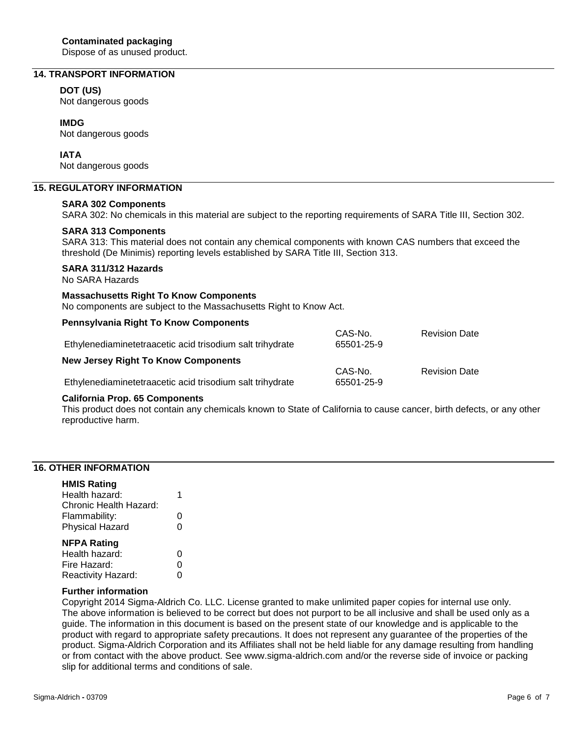#### Contaminated packaging

Dispose of as unused product.

## 14. TRANSPORT INFORMATION

**DOT (US)**
Not dangerous goods

**IMDG**
Not dangerous goods

**IATA**
Not dangerous goods

## 15. REGULATORY INFORMATION

**SARA 302 Components**
SARA 302: No chemicals in this material are subject to the reporting requirements of SARA Title III, Section 302.

**SARA 313 Components**
SARA 313: This material does not contain any chemical components with known CAS numbers that exceed the threshold (De Minimis) reporting levels established by SARA Title III, Section 313.

**SARA 311/312 Hazards**
No SARA Hazards

**Massachusetts Right To Know Components**
No components are subject to the Massachusetts Right to Know Act.

**Pennsylvania Right To Know Components**

| | CAS-No. | Revision Date |
|---|---|---|
| Ethylenediaminetetraacetic acid trisodium salt trihydrate | 65501-25-9 | |

**New Jersey Right To Know Components**

| | CAS-No. | Revision Date |
|---|---|---|
| Ethylenediaminetetraacetic acid trisodium salt trihydrate | 65501-25-9 | |

**California Prop. 65 Components**
This product does not contain any chemicals known to State of California to cause cancer, birth defects, or any other reproductive harm.

## 16. OTHER INFORMATION

**HMIS Rating**

| | |
|---|---|
| Health hazard: | 1 |
| Chronic Health Hazard: | |
| Flammability: | 0 |
| Physical Hazard | 0 |

**NFPA Rating**

| | |
|---|---|
| Health hazard: | 0 |
| Fire Hazard: | 0 |
| Reactivity Hazard: | 0 |

**Further information**
Copyright 2014 Sigma-Aldrich Co. LLC. License granted to make unlimited paper copies for internal use only.
The above information is believed to be correct but does not purport to be all inclusive and shall be used only as a guide. The information in this document is based on the present state of our knowledge and is applicable to the product with regard to appropriate safety precautions. It does not represent any guarantee of the properties of the product. Sigma-Aldrich Corporation and its Affiliates shall not be held liable for any damage resulting from handling or from contact with the above product. See www.sigma-aldrich.com and/or the reverse side of invoice or packing slip for additional terms and conditions of sale.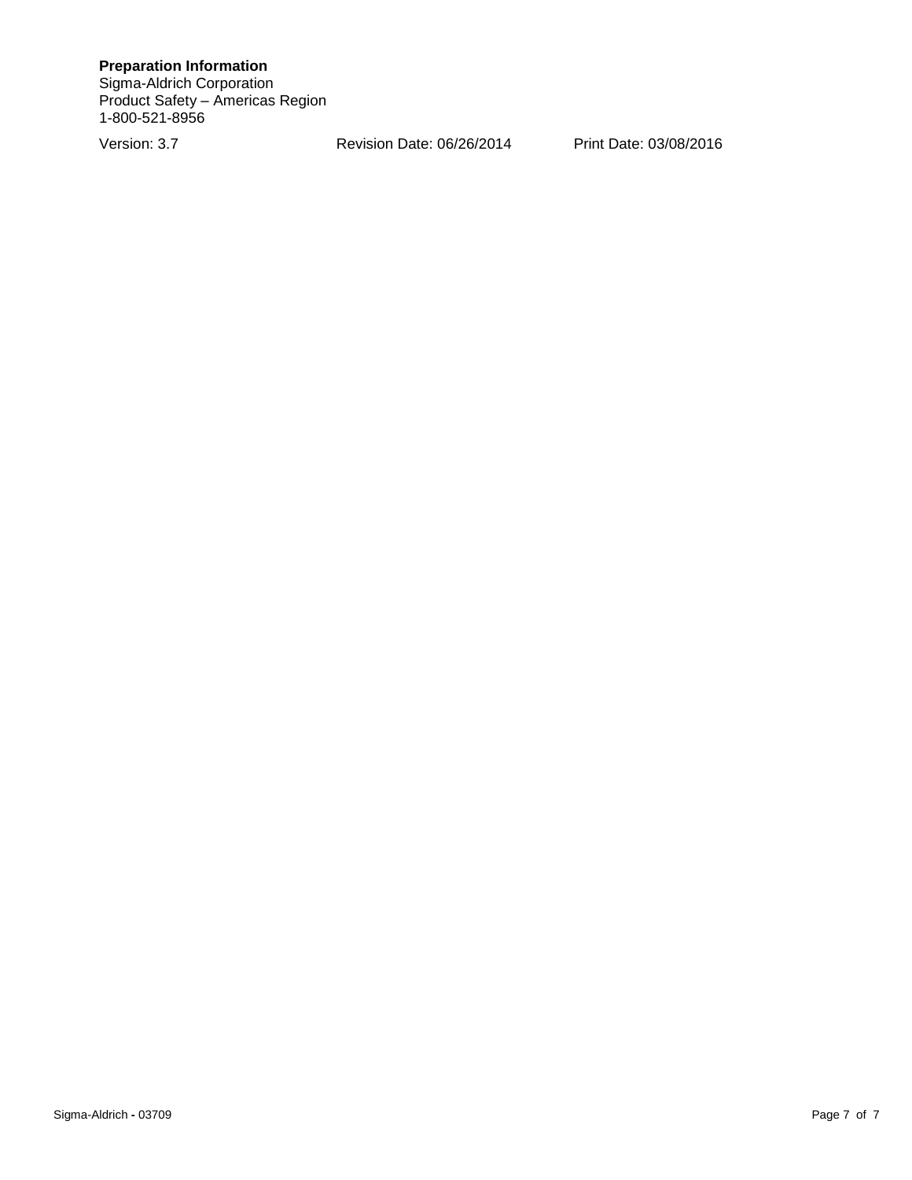**Preparation Information**

Sigma-Aldrich Corporation
Product Safety – Americas Region
1-800-521-8956

Version: 3.7 Revision Date: 06/26/2014 Print Date: 03/08/2016